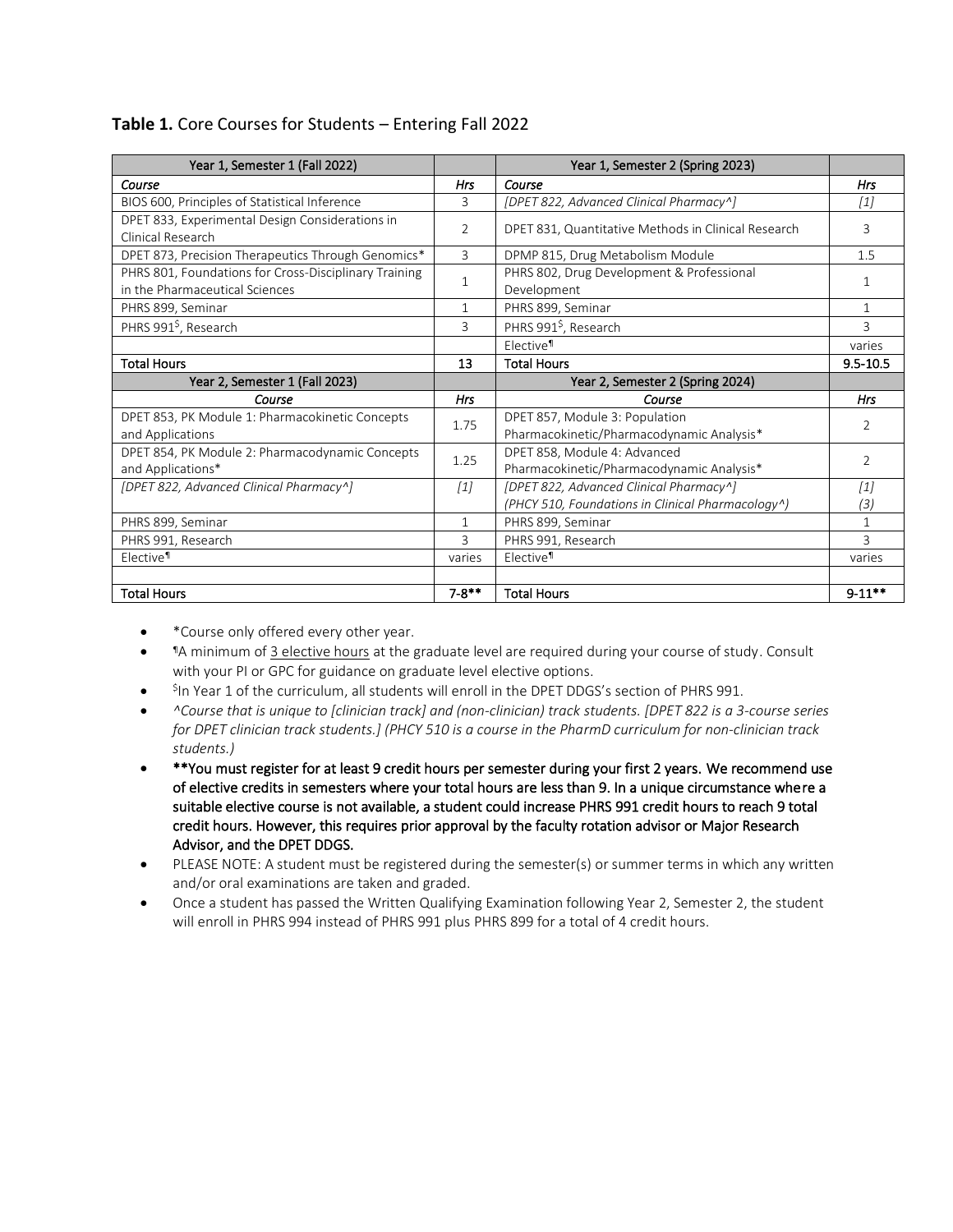**Table 1.** Core Courses for Students – Entering Fall 2022

| Year 1, Semester 1 (Fall 2022) | | Year 1, Semester 2 (Spring 2023) | |
|---|---|---|---|
| *Course* | *Hrs* | *Course* | *Hrs* |
| BIOS 600, Principles of Statistical Inference | 3 | *[DPET 822, Advanced Clinical Pharmacy^]* | *[1]* |
| DPET 833, Experimental Design Considerations in Clinical Research | 2 | DPET 831, Quantitative Methods in Clinical Research | 3 |
| DPET 873, Precision Therapeutics Through Genomics* | 3 | DPMP 815, Drug Metabolism Module | 1.5 |
| PHRS 801, Foundations for Cross-Disciplinary Training in the Pharmaceutical Sciences | 1 | PHRS 802, Drug Development & Professional Development | 1 |
| PHRS 899, Seminar | 1 | PHRS 899, Seminar | 1 |
| PHRS 991[$], Research | 3 | PHRS 991[$], Research | 3 |
| | | Elective¶ | varies |
| **Total Hours** | **13** | **Total Hours** | **9.5-10.5** |
| Year 2, Semester 1 (Fall 2023) | | Year 2, Semester 2 (Spring 2024) | |
| *Course* | *Hrs* | *Course* | *Hrs* |
| DPET 853, PK Module 1: Pharmacokinetic Concepts and Applications | 1.75 | DPET 857, Module 3: Population Pharmacokinetic/Pharmacodynamic Analysis* | 2 |
| DPET 854, PK Module 2: Pharmacodynamic Concepts and Applications* | 1.25 | DPET 858, Module 4: Advanced Pharmacokinetic/Pharmacodynamic Analysis* | 2 |
| *[DPET 822, Advanced Clinical Pharmacy^]* | *[1]* | *[DPET 822, Advanced Clinical Pharmacy^]* *(PHCY 510, Foundations in Clinical Pharmacology^)* | *[1]* *(3)* |
| PHRS 899, Seminar | 1 | PHRS 899, Seminar | 1 |
| PHRS 991, Research | 3 | PHRS 991, Research | 3 |
| Elective¶ | varies | Elective¶ | varies |
| | | | |
| **Total Hours** | **7-8\*\*** | **Total Hours** | **9-11\*\*** |

- *Course only offered every other year.
- ¶A minimum of 3 elective hours at the graduate level are required during your course of study. Consult with your PI or GPC for guidance on graduate level elective options.
- [$]In Year 1 of the curriculum, all students will enroll in the DPET DDGS's section of PHRS 991.
- *^Course that is unique to [clinician track] and (non-clinician) track students. [DPET 822 is a 3-course series for DPET clinician track students.] (PHCY 510 is a course in the PharmD curriculum for non-clinician track students.)*
- **\*\*You must register for at least 9 credit hours per semester during your first 2 years. We recommend use of elective credits in semesters where your total hours are less than 9. In a unique circumstance where a suitable elective course is not available, a student could increase PHRS 991 credit hours to reach 9 total credit hours. However, this requires prior approval by the faculty rotation advisor or Major Research Advisor, and the DPET DDGS.**
- PLEASE NOTE: A student must be registered during the semester(s) or summer terms in which any written and/or oral examinations are taken and graded.
- Once a student has passed the Written Qualifying Examination following Year 2, Semester 2, the student will enroll in PHRS 994 instead of PHRS 991 plus PHRS 899 for a total of 4 credit hours.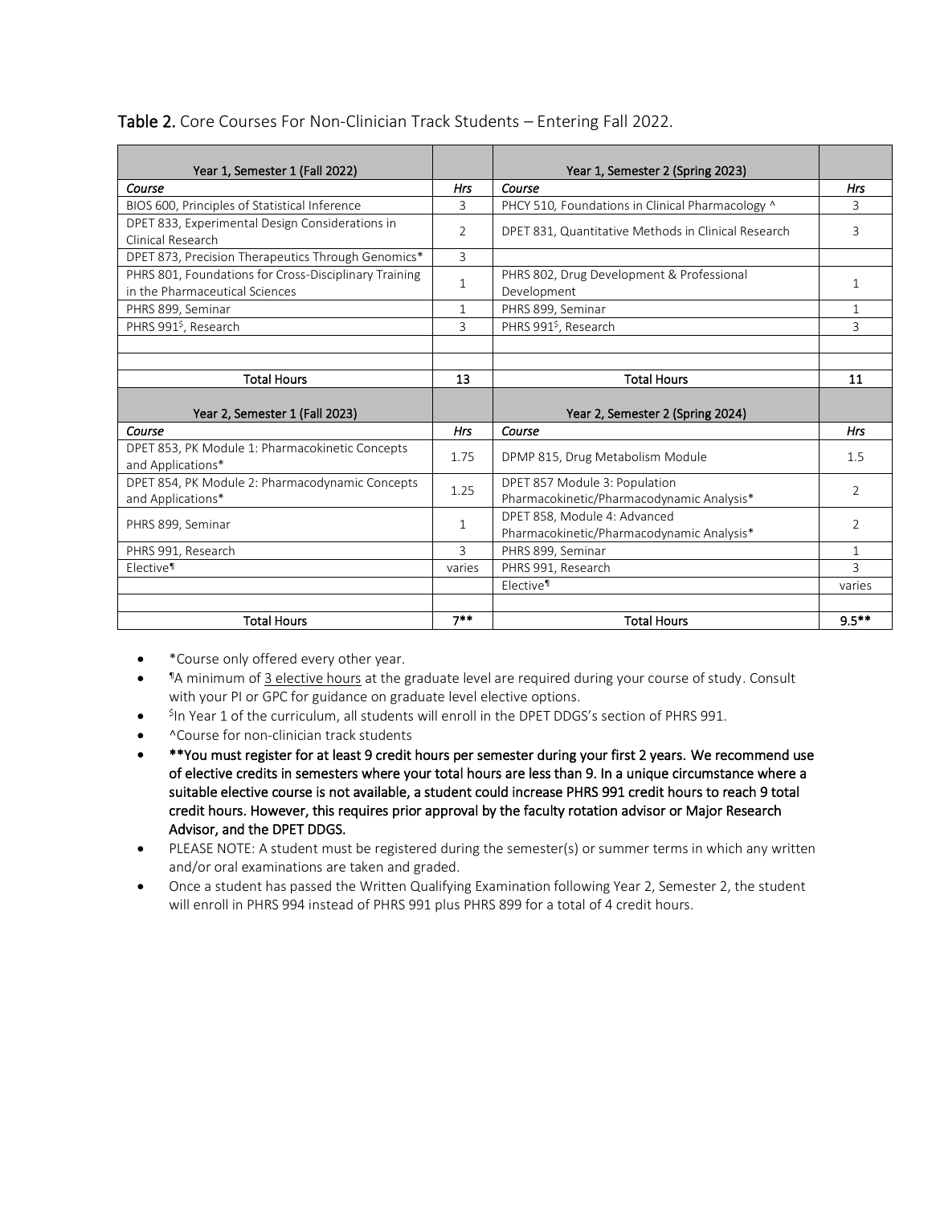**Table 2.** Core Courses For Non-Clinician Track Students – Entering Fall 2022.

| Year 1, Semester 1 (Fall 2022) | | Year 1, Semester 2 (Spring 2023) | |
|---|---|---|---|
| *Course* | *Hrs* | *Course* | *Hrs* |
| BIOS 600, Principles of Statistical Inference | 3 | PHCY 510, Foundations in Clinical Pharmacology ^ | 3 |
| DPET 833, Experimental Design Considerations in Clinical Research | 2 | DPET 831, Quantitative Methods in Clinical Research | 3 |
| DPET 873, Precision Therapeutics Through Genomics* | 3 | | |
| PHRS 801, Foundations for Cross-Disciplinary Training in the Pharmaceutical Sciences | 1 | PHRS 802, Drug Development & Professional Development | 1 |
| PHRS 899, Seminar | 1 | PHRS 899, Seminar | 1 |
| PHRS 991[$], Research | 3 | PHRS 991[$], Research | 3 |
| | | | |
| | | | |
| Total Hours | 13 | Total Hours | 11 |
| Year 2, Semester 1 (Fall 2023) | | Year 2, Semester 2 (Spring 2024) | |
| *Course* | *Hrs* | *Course* | *Hrs* |
| DPET 853, PK Module 1: Pharmacokinetic Concepts and Applications* | 1.75 | DPMP 815, Drug Metabolism Module | 1.5 |
| DPET 854, PK Module 2: Pharmacodynamic Concepts and Applications* | 1.25 | DPET 857 Module 3: Population Pharmacokinetic/Pharmacodynamic Analysis* | 2 |
| PHRS 899, Seminar | 1 | DPET 858, Module 4: Advanced Pharmacokinetic/Pharmacodynamic Analysis* | 2 |
| PHRS 991, Research | 3 | PHRS 899, Seminar | 1 |
| Elective¶ | varies | PHRS 991, Research | 3 |
| | | Elective¶ | varies |
| | | | |
| Total Hours | 7** | Total Hours | 9.5** |

- *Course only offered every other year.
- ¶A minimum of 3 elective hours at the graduate level are required during your course of study. Consult with your PI or GPC for guidance on graduate level elective options.
- $In Year 1 of the curriculum, all students will enroll in the DPET DDGS's section of PHRS 991.
- ^Course for non-clinician track students
- **\*\*You must register for at least 9 credit hours per semester during your first 2 years. We recommend use of elective credits in semesters where your total hours are less than 9. In a unique circumstance where a suitable elective course is not available, a student could increase PHRS 991 credit hours to reach 9 total credit hours. However, this requires prior approval by the faculty rotation advisor or Major Research Advisor, and the DPET DDGS.**
- PLEASE NOTE: A student must be registered during the semester(s) or summer terms in which any written and/or oral examinations are taken and graded.
- Once a student has passed the Written Qualifying Examination following Year 2, Semester 2, the student will enroll in PHRS 994 instead of PHRS 991 plus PHRS 899 for a total of 4 credit hours.